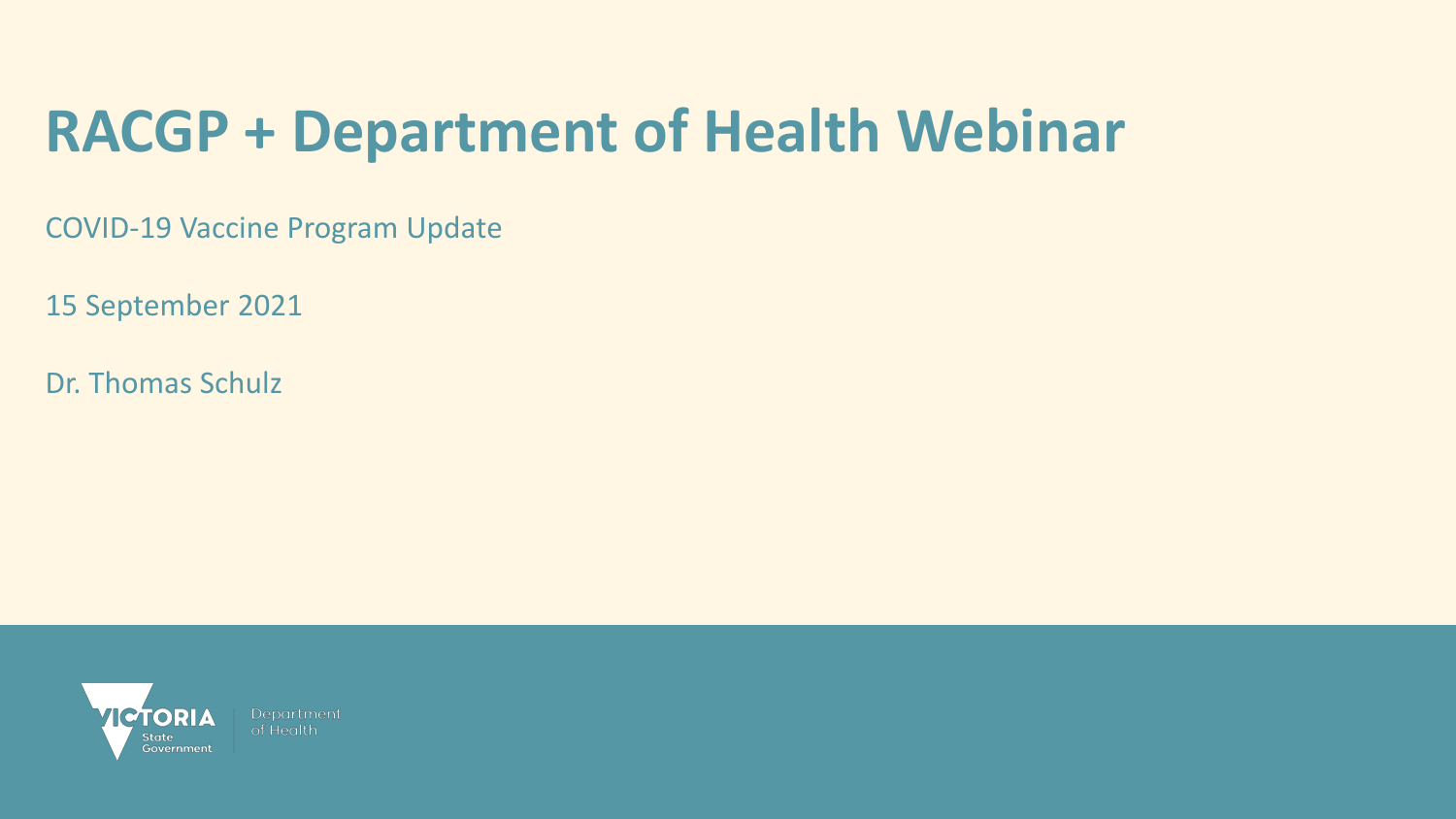# RACGP + Department of Health Webinar

COVID-19 Vaccine Program Update

15 September 2021

Dr. Thomas Schulz

VICTORIA State Government | Department of Health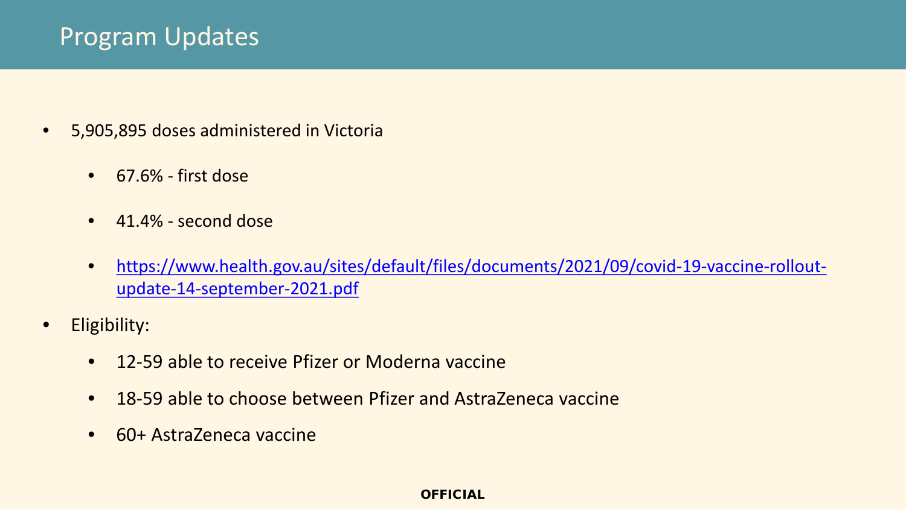# Program Updates

- 5,905,895 doses administered in Victoria
  - 67.6% - first dose
  - 41.4% - second dose
  - [https://www.health.gov.au/sites/default/files/documents/2021/09/covid-19-vaccine-rollout-update-14-september-2021.pdf](https://www.health.gov.au/sites/default/files/documents/2021/09/covid-19-vaccine-rollout-update-14-september-2021.pdf)
- Eligibility:
  - 12-59 able to receive Pfizer or Moderna vaccine
  - 18-59 able to choose between Pfizer and AstraZeneca vaccine
  - 60+ AstraZeneca vaccine

**OFFICIAL**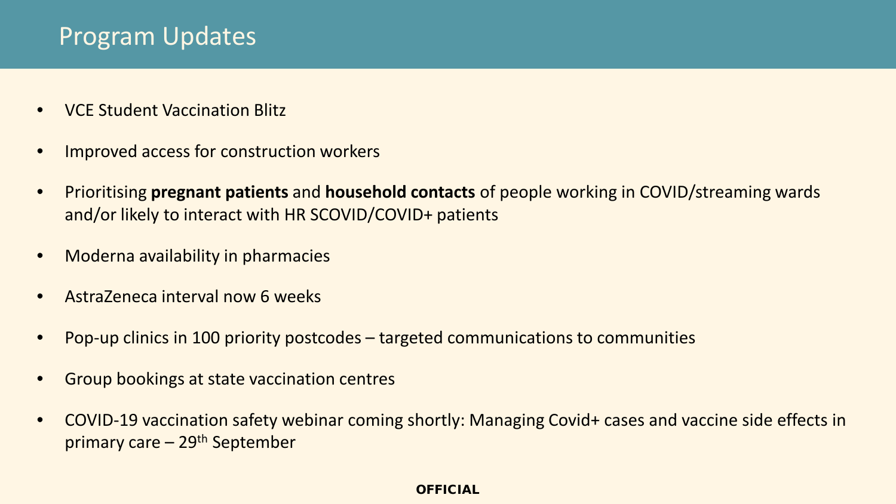# Program Updates

- VCE Student Vaccination Blitz
- Improved access for construction workers
- Prioritising **pregnant patients** and **household contacts** of people working in COVID/streaming wards and/or likely to interact with HR SCOVID/COVID+ patients
- Moderna availability in pharmacies
- AstraZeneca interval now 6 weeks
- Pop-up clinics in 100 priority postcodes – targeted communications to communities
- Group bookings at state vaccination centres
- COVID-19 vaccination safety webinar coming shortly: Managing Covid+ cases and vaccine side effects in primary care – 29th September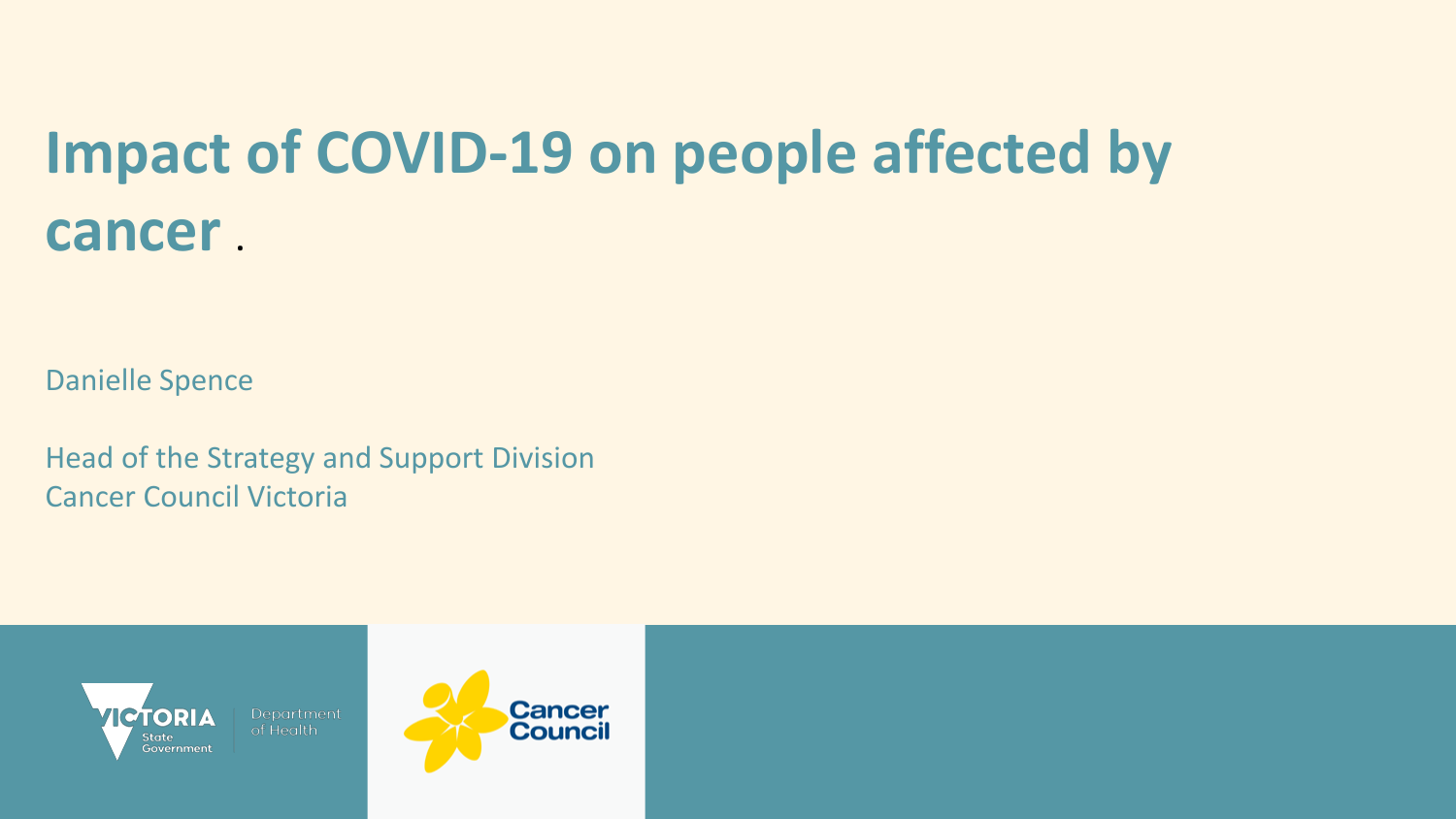# Impact of COVID-19 on people affected by cancer .

Danielle Spence

Head of the Strategy and Support Division
Cancer Council Victoria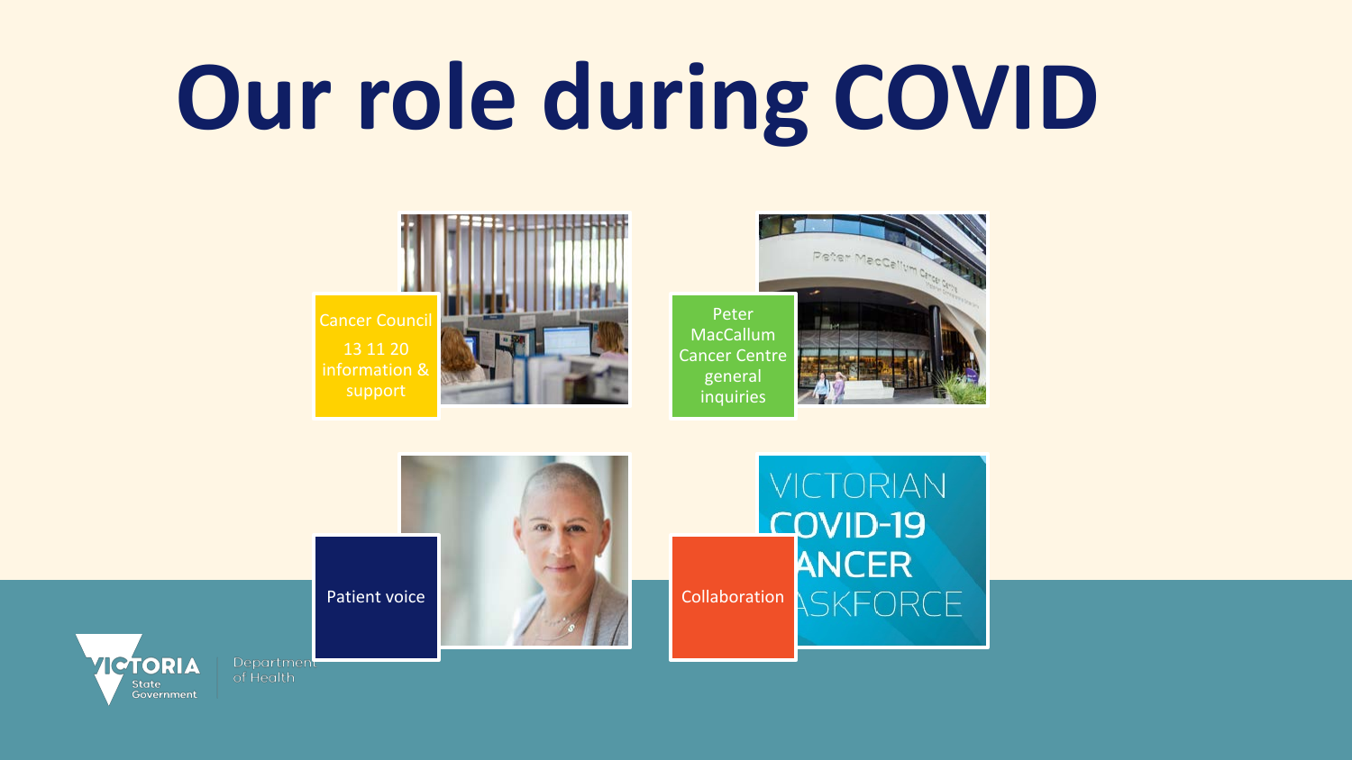# Our role during COVID

Cancer Council
13 11 20 information & support

Peter MacCallum Cancer Centre general inquiries

Patient voice

Collaboration

VICTORIAN COVID-19 CANCER TASKFORCE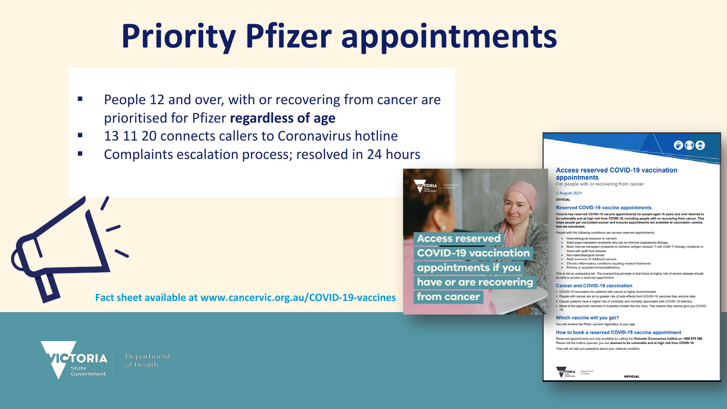# Priority Pfizer appointments

- People 12 and over, with or recovering from cancer are prioritised for Pfizer **regardless of age**
- 13 11 20 connects callers to Coronavirus hotline
- Complaints escalation process; resolved in 24 hours

Fact sheet available at www.cancervic.org.au/COVID-19-vaccines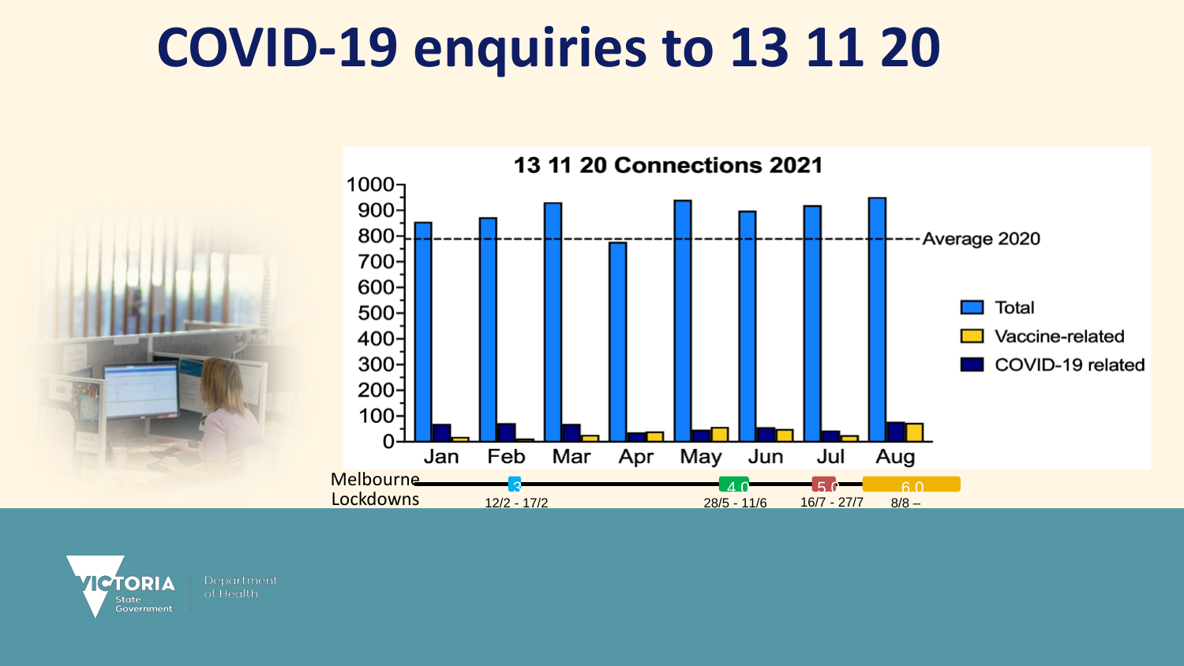# COVID-19 enquiries to 13 11 20

**13 11 20 Connections 2021**

| Month | Total | COVID-19 related | Vaccine-related |
|---|---|---|---|
| Jan | ~850 | ~65 | ~15 |
| Feb | ~870 | ~70 | ~10 |
| Mar | ~930 | ~65 | ~25 |
| Apr | ~775 | ~35 | ~35 |
| May | ~940 | ~45 | ~55 |
| Jun | ~895 | ~55 | ~45 |
| Jul | ~915 | ~40 | ~25 |
| Aug | ~950 | ~75 | ~70 |

Average 2020 (dashed line): ~790

Melbourne Lockdowns:

- 3.0: 12/2 - 17/2
- 4.0: 28/5 - 11/6
- 5.0: 16/7 - 27/7
- 6.0: 8/8 –

VICTORIA State Government | Department of Health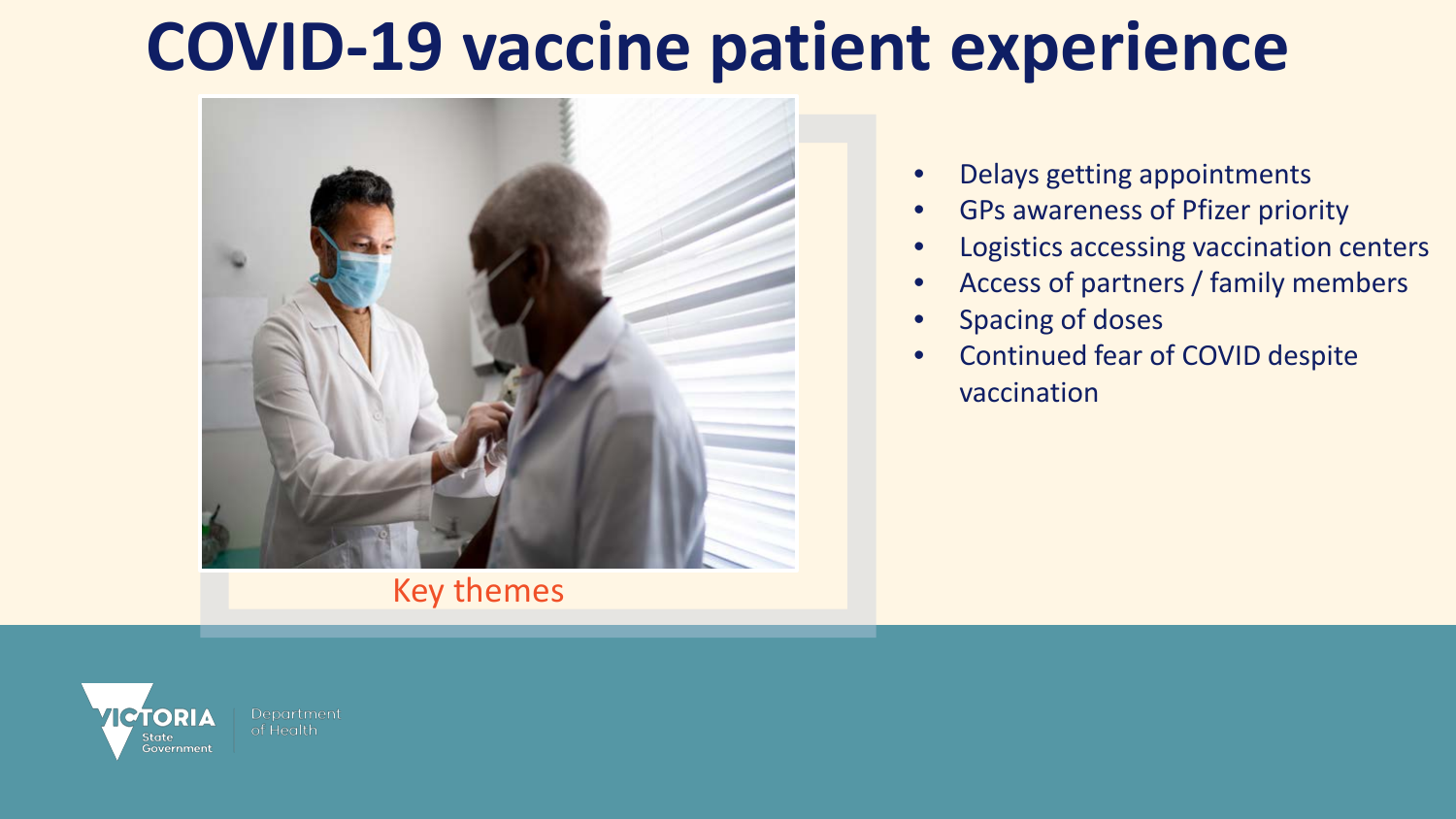# COVID-19 vaccine patient experience

Key themes

- Delays getting appointments
- GPs awareness of Pfizer priority
- Logistics accessing vaccination centers
- Access of partners / family members
- Spacing of doses
- Continued fear of COVID despite vaccination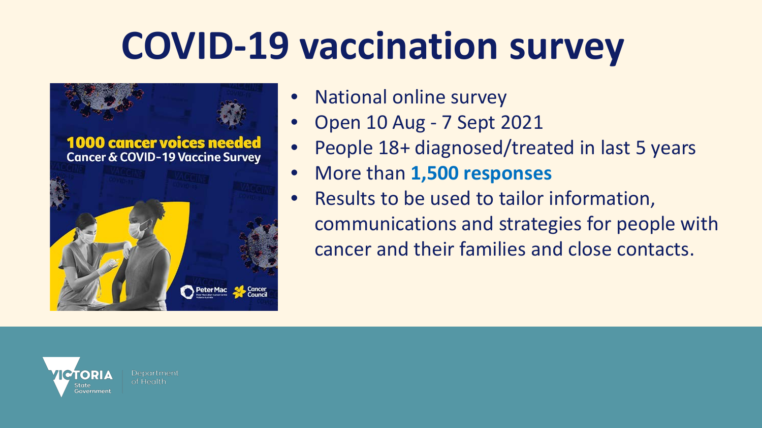# COVID-19 vaccination survey

1000 cancer voices needed
Cancer & COVID-19 Vaccine Survey

- National online survey
- Open 10 Aug - 7 Sept 2021
- People 18+ diagnosed/treated in last 5 years
- More than **1,500 responses**
- Results to be used to tailor information, communications and strategies for people with cancer and their families and close contacts.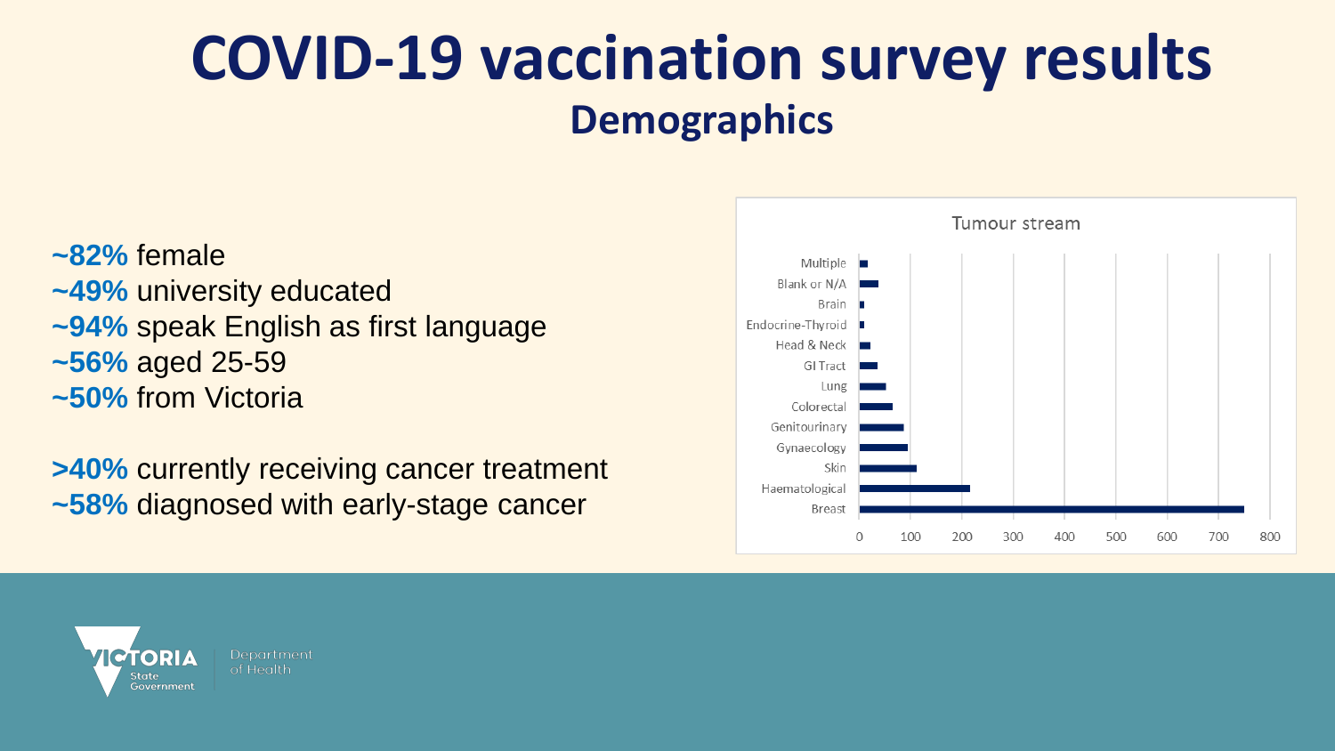# COVID-19 vaccination survey results

## Demographics

**~82%** female
**~49%** university educated
**~94%** speak English as first language
**~56%** aged 25-59
**~50%** from Victoria

**>40%** currently receiving cancer treatment
**~58%** diagnosed with early-stage cancer

Tumour stream

| Tumour stream | Approx. count |
|---|---|
| Multiple | ~15 |
| Blank or N/A | ~35 |
| Brain | ~8 |
| Endocrine-Thyroid | ~8 |
| Head & Neck | ~20 |
| GI Tract | ~35 |
| Lung | ~50 |
| Colorectal | ~65 |
| Genitourinary | ~85 |
| Gynaecology | ~95 |
| Skin | ~110 |
| Haematological | ~215 |
| Breast | ~750 |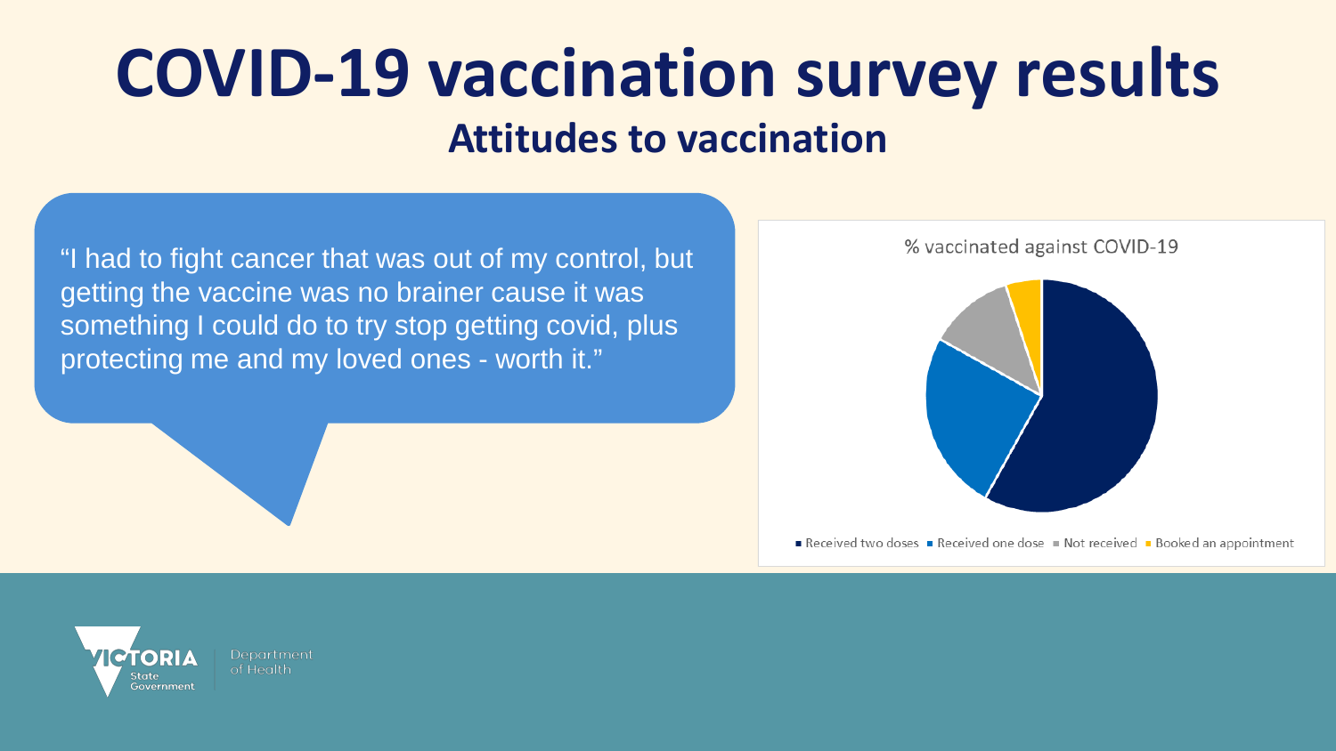# COVID-19 vaccination survey results

## Attitudes to vaccination

"I had to fight cancer that was out of my control, but getting the vaccine was no brainer cause it was something I could do to try stop getting covid, plus protecting me and my loved ones - worth it."

% vaccinated against COVID-19

- Received two doses
- Received one dose
- Not received
- Booked an appointment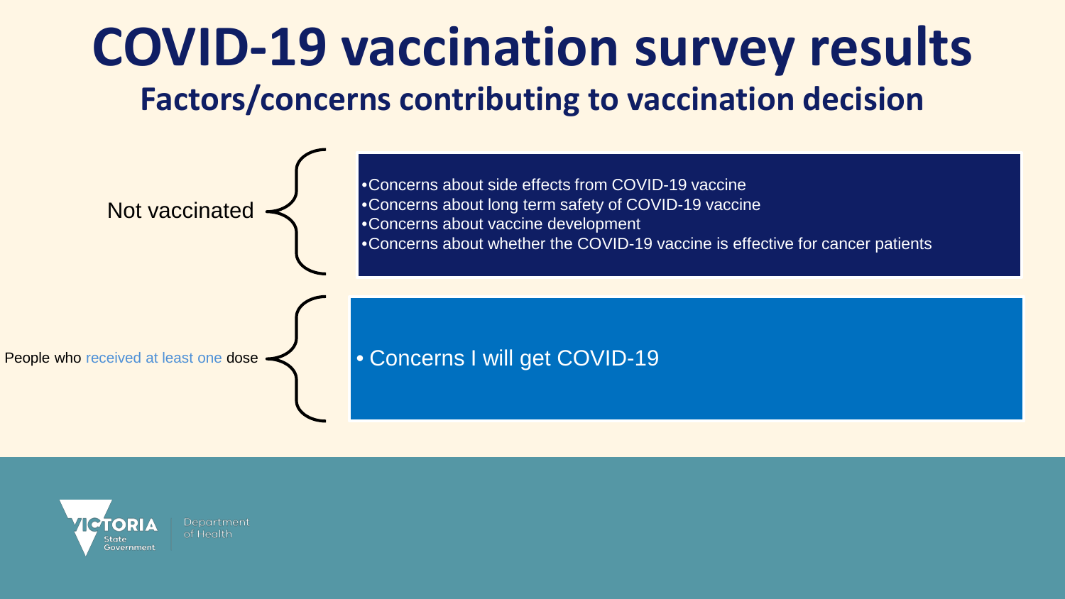# COVID-19 vaccination survey results

## Factors/concerns contributing to vaccination decision

**Not vaccinated**

- Concerns about side effects from COVID-19 vaccine
- Concerns about long term safety of COVID-19 vaccine
- Concerns about vaccine development
- Concerns about whether the COVID-19 vaccine is effective for cancer patients

**People who received at least one dose**

- Concerns I will get COVID-19

Victoria State Government Department of Health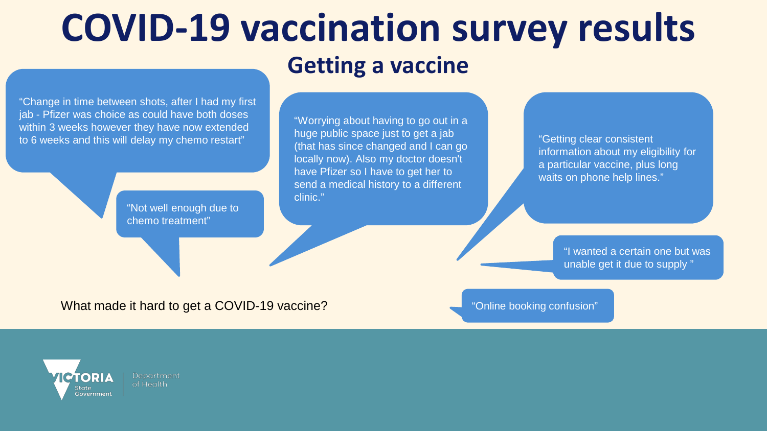# COVID-19 vaccination survey results

## Getting a vaccine

What made it hard to get a COVID-19 vaccine?

"Change in time between shots, after I had my first jab - Pfizer was choice as could have both doses within 3 weeks however they have now extended to 6 weeks and this will delay my chemo restart"

"Not well enough due to chemo treatment"

"Worrying about having to go out in a huge public space just to get a jab (that has since changed and I can go locally now). Also my doctor doesn't have Pfizer so I have to get her to send a medical history to a different clinic."

"Getting clear consistent information about my eligibility for a particular vaccine, plus long waits on phone help lines."

"I wanted a certain one but was unable get it due to supply "

"Online booking confusion"

VICTORIA State Government | Department of Health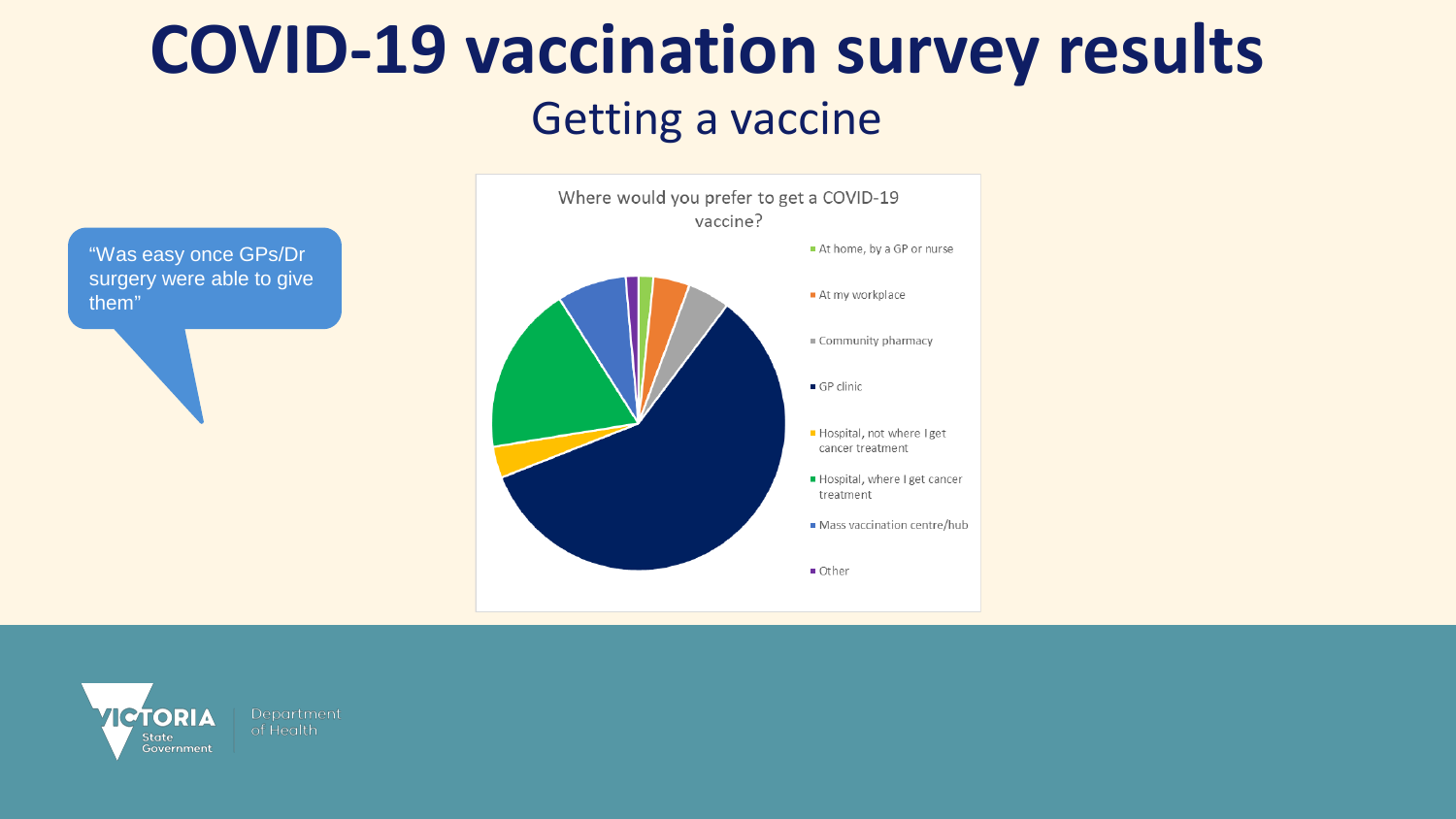# COVID-19 vaccination survey results

## Getting a vaccine

"Was easy once GPs/Dr surgery were able to give them"

Where would you prefer to get a COVID-19 vaccine?

- At home, by a GP or nurse
- At my workplace
- Community pharmacy
- GP clinic
- Hospital, not where I get cancer treatment
- Hospital, where I get cancer treatment
- Mass vaccination centre/hub
- Other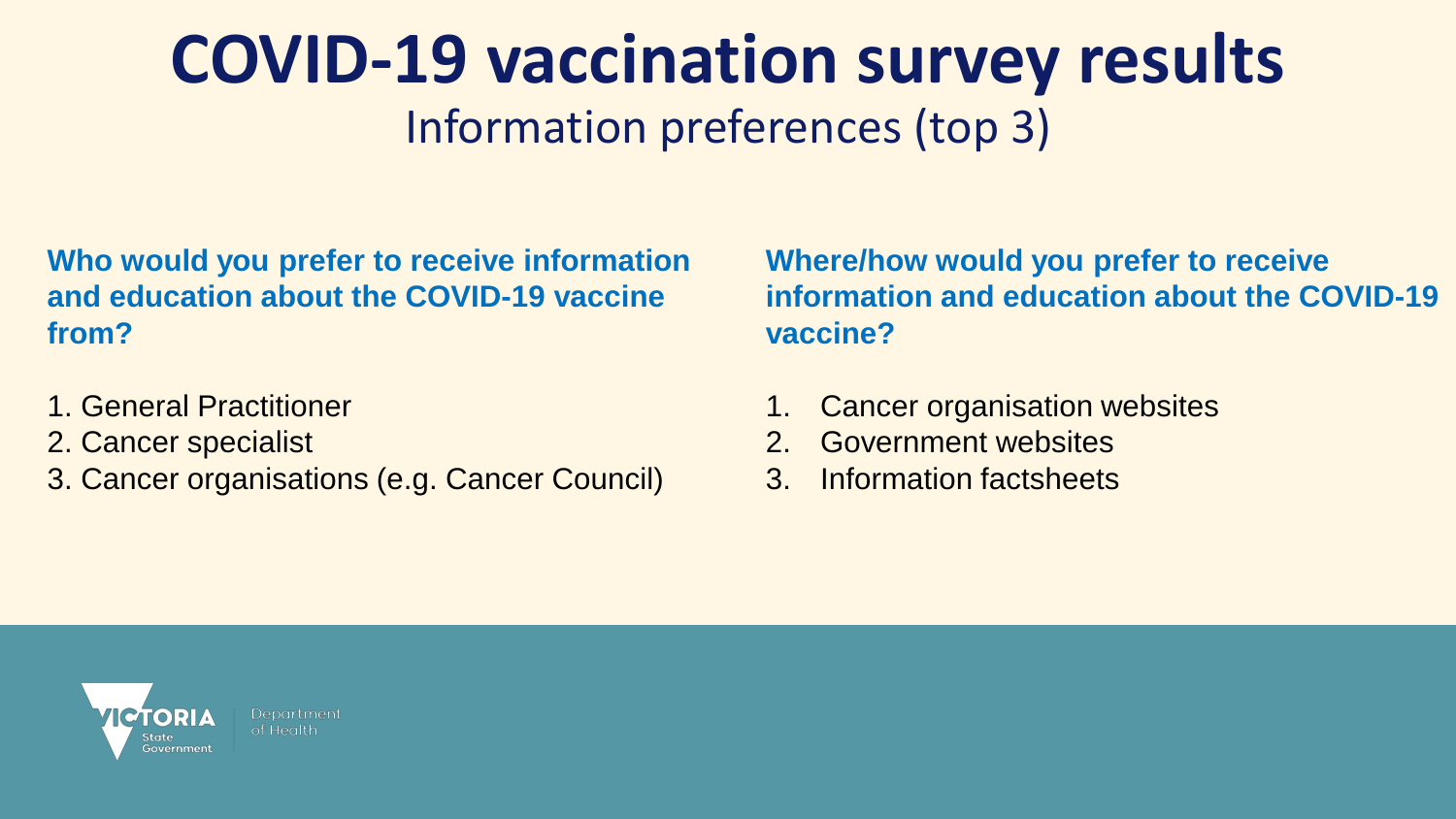# COVID-19 vaccination survey results

## Information preferences (top 3)

**Who would you prefer to receive information and education about the COVID-19 vaccine from?**

1. General Practitioner
2. Cancer specialist
3. Cancer organisations (e.g. Cancer Council)

**Where/how would you prefer to receive information and education about the COVID-19 vaccine?**

1. Cancer organisation websites
2. Government websites
3. Information factsheets

VICTORIA State Government | Department of Health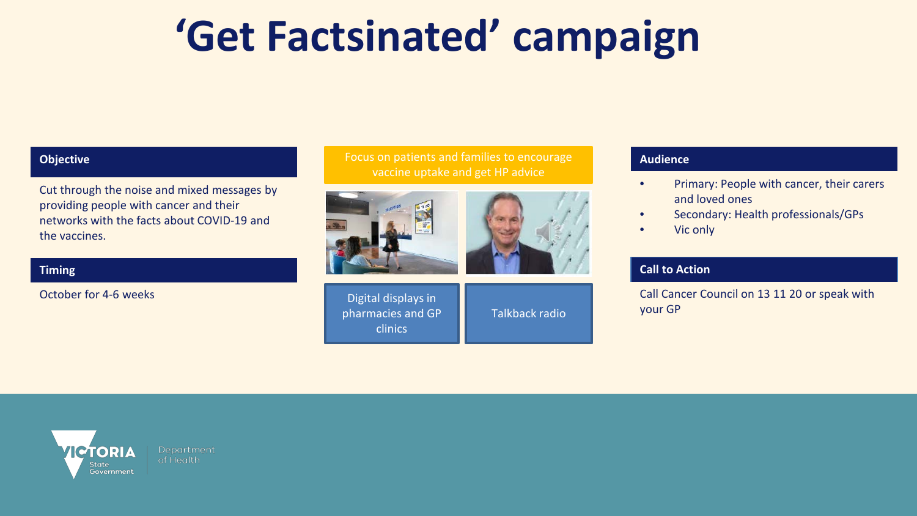# ‘Get Factsinated’ campaign

**Objective**

Cut through the noise and mixed messages by providing people with cancer and their networks with the facts about COVID-19 and the vaccines.

**Timing**

October for 4-6 weeks

Focus on patients and families to encourage vaccine uptake and get HP advice

Digital displays in pharmacies and GP clinics

Talkback radio

**Audience**

- Primary: People with cancer, their carers and loved ones
- Secondary: Health professionals/GPs
- Vic only

**Call to Action**

Call Cancer Council on 13 11 20 or speak with your GP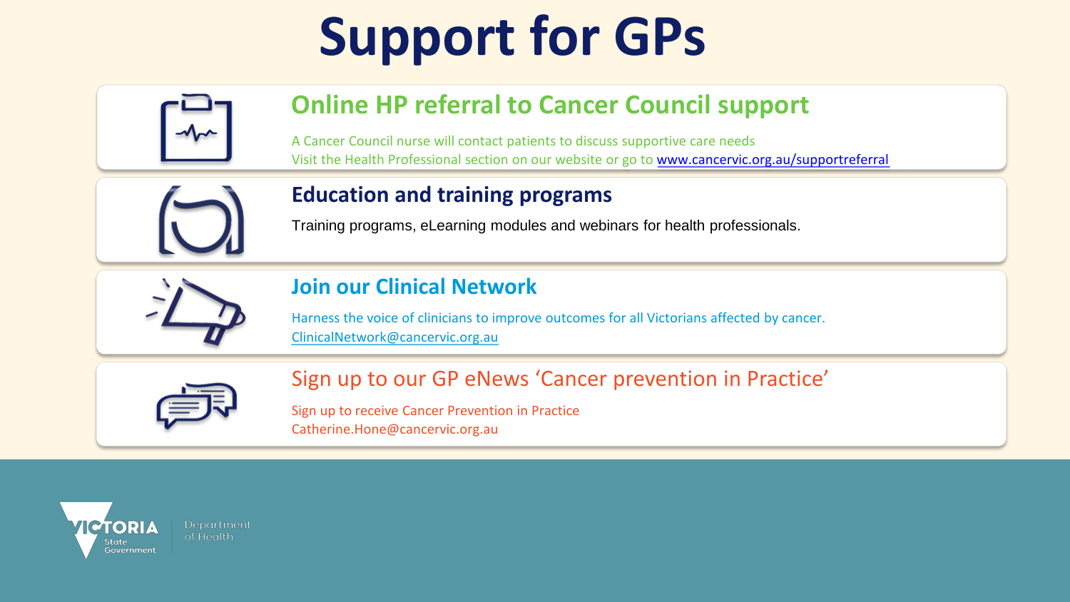# Support for GPs

## Online HP referral to Cancer Council support

A Cancer Council nurse will contact patients to discuss supportive care needs
Visit the Health Professional section on our website or go to www.cancervic.org.au/supportreferral

## Education and training programs

Training programs, eLearning modules and webinars for health professionals.

## Join our Clinical Network

Harness the voice of clinicians to improve outcomes for all Victorians affected by cancer.
ClinicalNetwork@cancervic.org.au

## Sign up to our GP eNews 'Cancer prevention in Practice'

Sign up to receive Cancer Prevention in Practice
Catherine.Hone@cancervic.org.au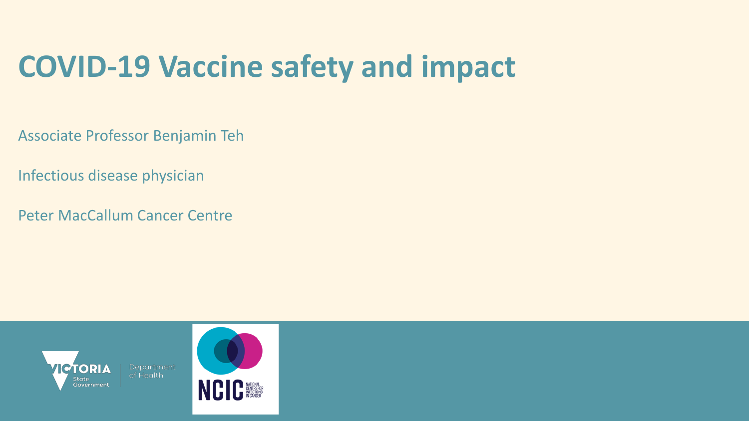# COVID-19 Vaccine safety and impact

Associate Professor Benjamin Teh

Infectious disease physician

Peter MacCallum Cancer Centre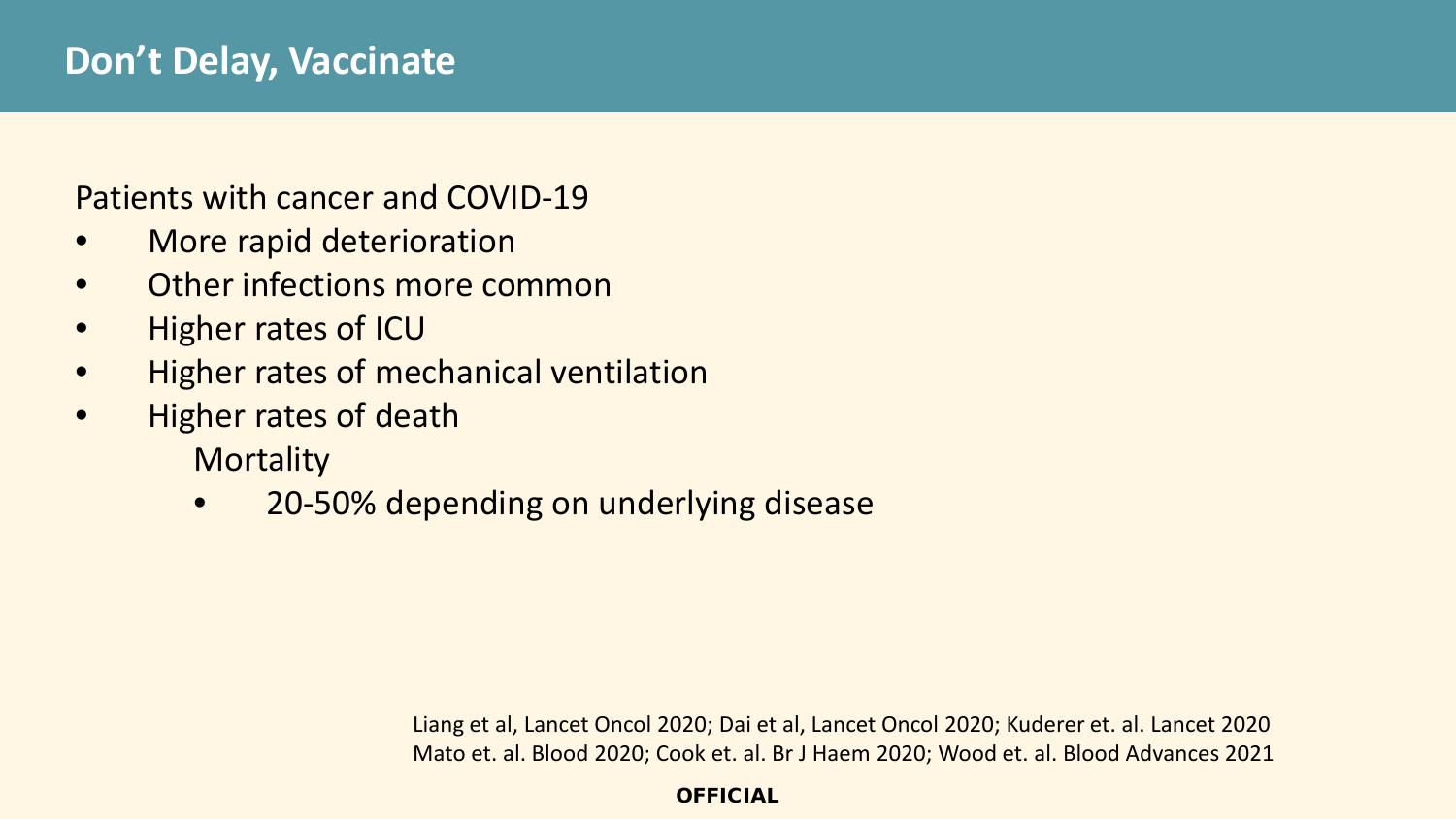## Don't Delay, Vaccinate

Patients with cancer and COVID-19

- More rapid deterioration
- Other infections more common
- Higher rates of ICU
- Higher rates of mechanical ventilation
- Higher rates of death

  Mortality

  - 20-50% depending on underlying disease

Liang et al, Lancet Oncol 2020; Dai et al, Lancet Oncol 2020; Kuderer et. al. Lancet 2020
Mato et. al. Blood 2020; Cook et. al. Br J Haem 2020; Wood et. al. Blood Advances 2021

**OFFICIAL**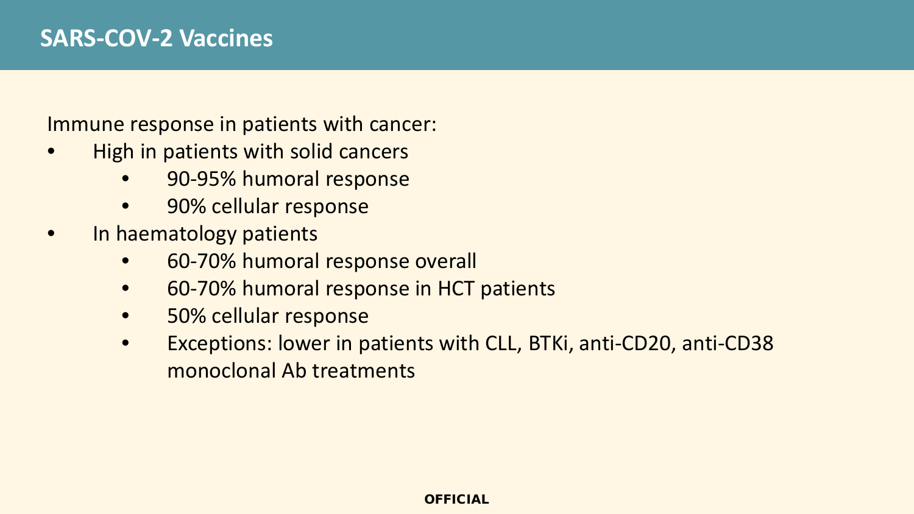## SARS-COV-2 Vaccines

Immune response in patients with cancer:

- High in patients with solid cancers
  - 90-95% humoral response
  - 90% cellular response
- In haematology patients
  - 60-70% humoral response overall
  - 60-70% humoral response in HCT patients
  - 50% cellular response
  - Exceptions: lower in patients with CLL, BTKi, anti-CD20, anti-CD38 monoclonal Ab treatments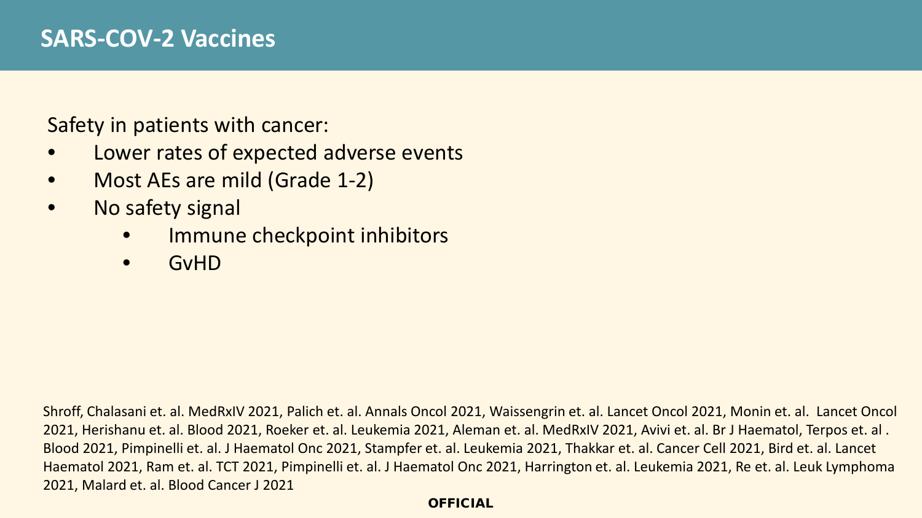# SARS-COV-2 Vaccines

Safety in patients with cancer:

- Lower rates of expected adverse events
- Most AEs are mild (Grade 1-2)
- No safety signal
  - Immune checkpoint inhibitors
  - GvHD

Shroff, Chalasani et. al. MedRxIV 2021, Palich et. al. Annals Oncol 2021, Waissengrin et. al. Lancet Oncol 2021, Monin et. al. Lancet Oncol 2021, Herishanu et. al. Blood 2021, Roeker et. al. Leukemia 2021, Aleman et. al. MedRxIV 2021, Avivi et. al. Br J Haematol, Terpos et. al . Blood 2021, Pimpinelli et. al. J Haematol Onc 2021, Stampfer et. al. Leukemia 2021, Thakkar et. al. Cancer Cell 2021, Bird et. al. Lancet Haematol 2021, Ram et. al. TCT 2021, Pimpinelli et. al. J Haematol Onc 2021, Harrington et. al. Leukemia 2021, Re et. al. Leuk Lymphoma 2021, Malard et. al. Blood Cancer J 2021

OFFICIAL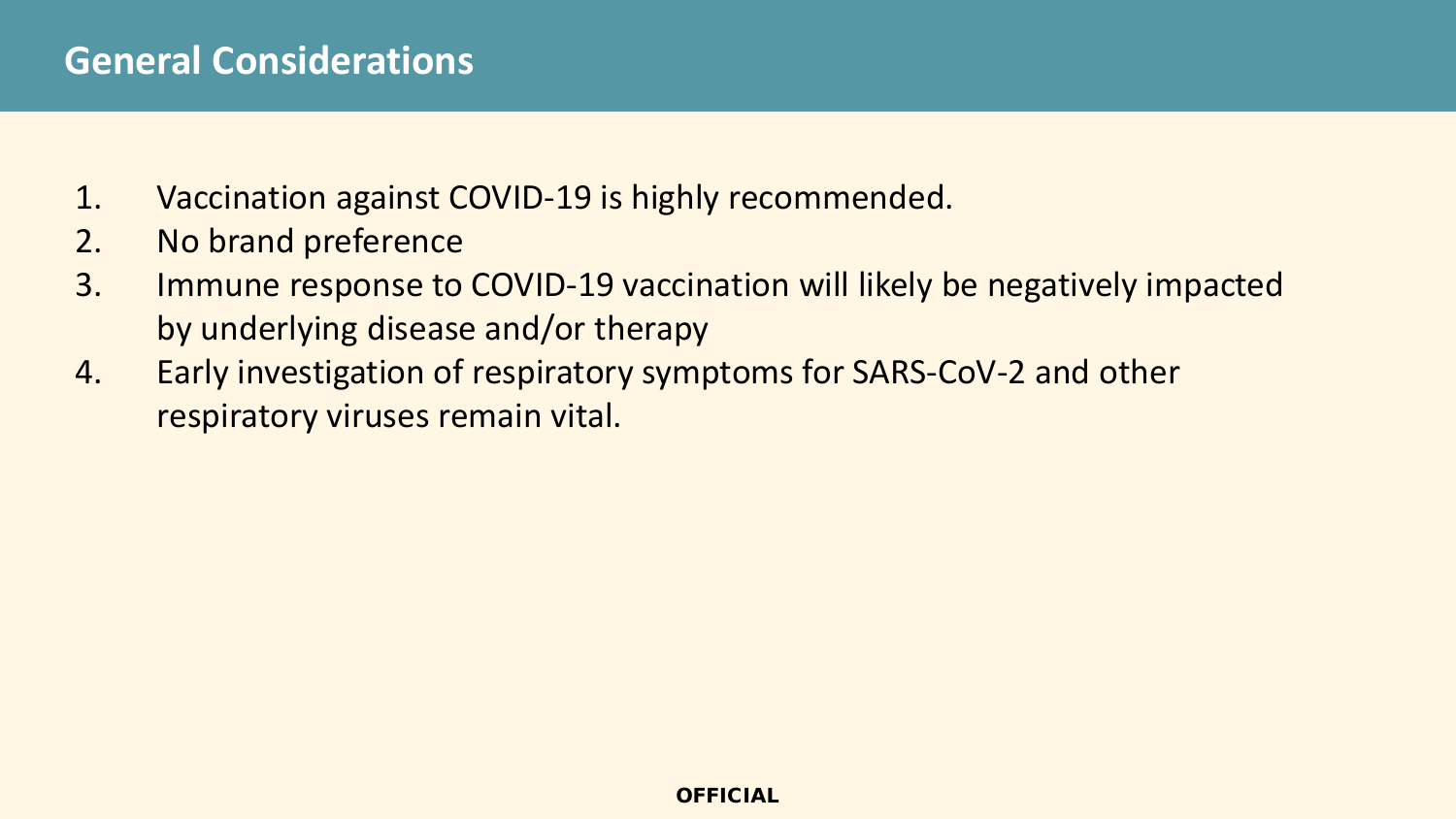## General Considerations

1. Vaccination against COVID-19 is highly recommended.
2. No brand preference
3. Immune response to COVID-19 vaccination will likely be negatively impacted by underlying disease and/or therapy
4. Early investigation of respiratory symptoms for SARS-CoV-2 and other respiratory viruses remain vital.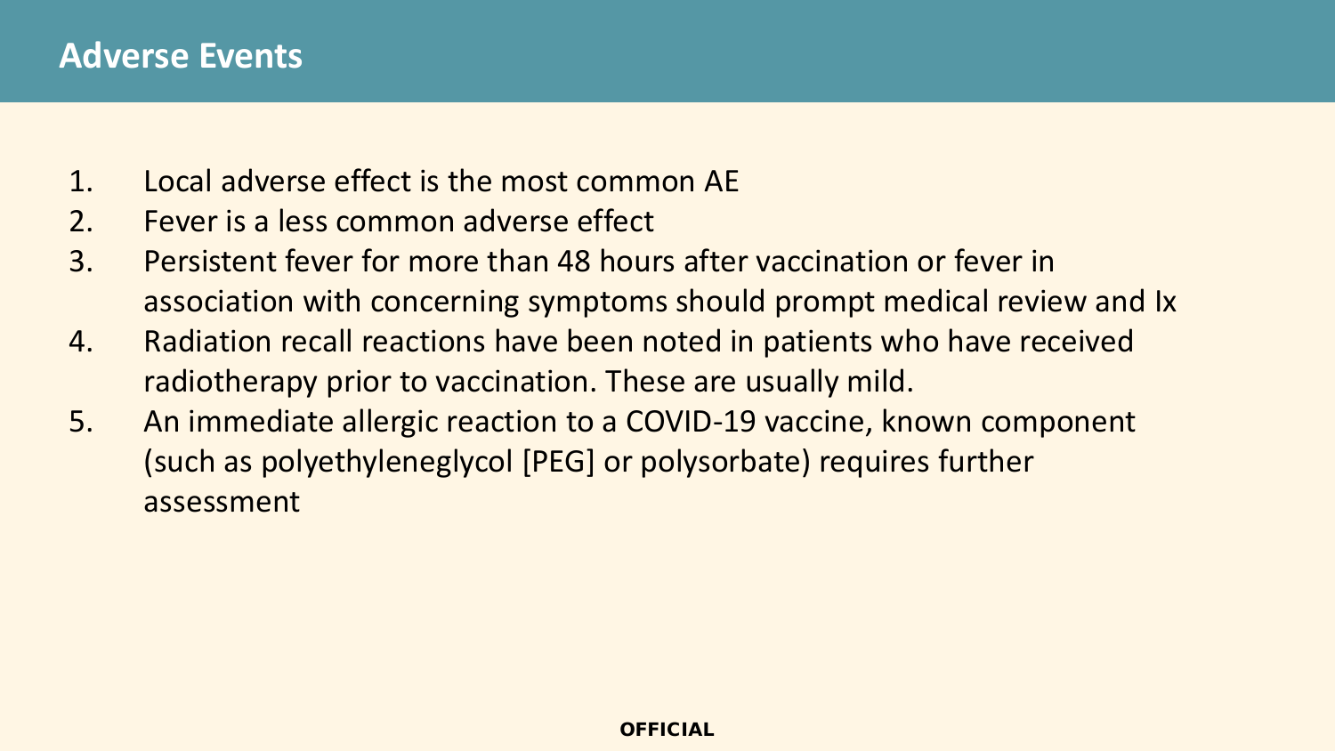# Adverse Events

1. Local adverse effect is the most common AE
2. Fever is a less common adverse effect
3. Persistent fever for more than 48 hours after vaccination or fever in association with concerning symptoms should prompt medical review and Ix
4. Radiation recall reactions have been noted in patients who have received radiotherapy prior to vaccination. These are usually mild.
5. An immediate allergic reaction to a COVID-19 vaccine, known component (such as polyethyleneglycol [PEG] or polysorbate) requires further assessment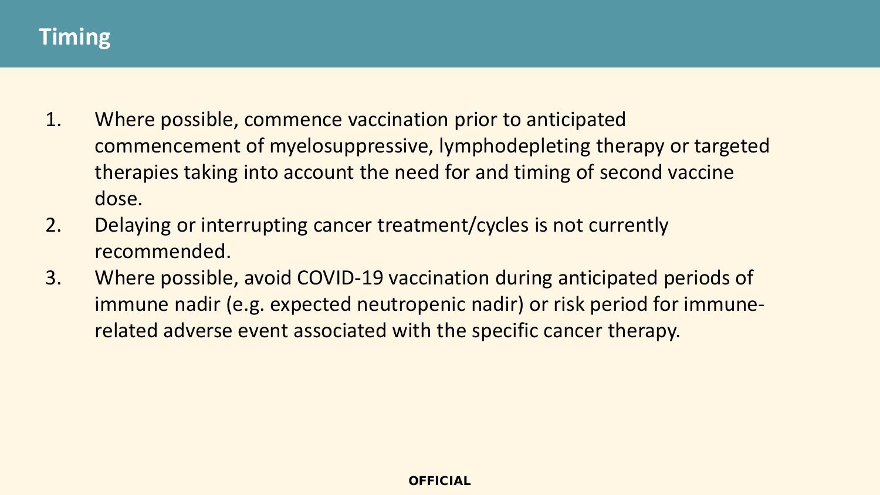# Timing

1. Where possible, commence vaccination prior to anticipated commencement of myelosuppressive, lymphodepleting therapy or targeted therapies taking into account the need for and timing of second vaccine dose.
2. Delaying or interrupting cancer treatment/cycles is not currently recommended.
3. Where possible, avoid COVID-19 vaccination during anticipated periods of immune nadir (e.g. expected neutropenic nadir) or risk period for immune-related adverse event associated with the specific cancer therapy.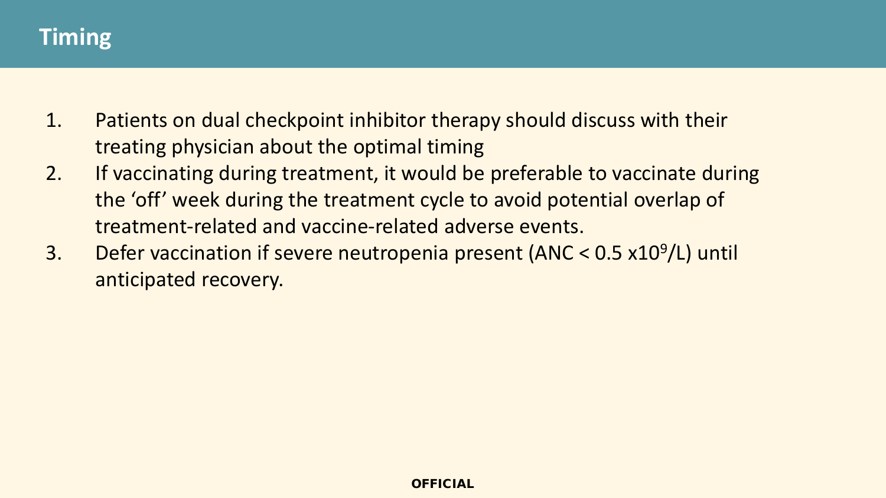# Timing

1. Patients on dual checkpoint inhibitor therapy should discuss with their treating physician about the optimal timing
2. If vaccinating during treatment, it would be preferable to vaccinate during the 'off' week during the treatment cycle to avoid potential overlap of treatment-related and vaccine-related adverse events.
3. Defer vaccination if severe neutropenia present (ANC < $0.5 \times 10^9$/L) until anticipated recovery.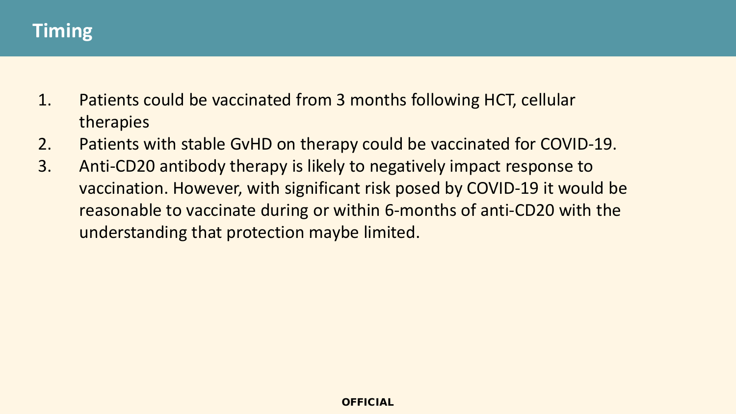# Timing

1. Patients could be vaccinated from 3 months following HCT, cellular therapies
2. Patients with stable GvHD on therapy could be vaccinated for COVID-19.
3. Anti-CD20 antibody therapy is likely to negatively impact response to vaccination. However, with significant risk posed by COVID-19 it would be reasonable to vaccinate during or within 6-months of anti-CD20 with the understanding that protection maybe limited.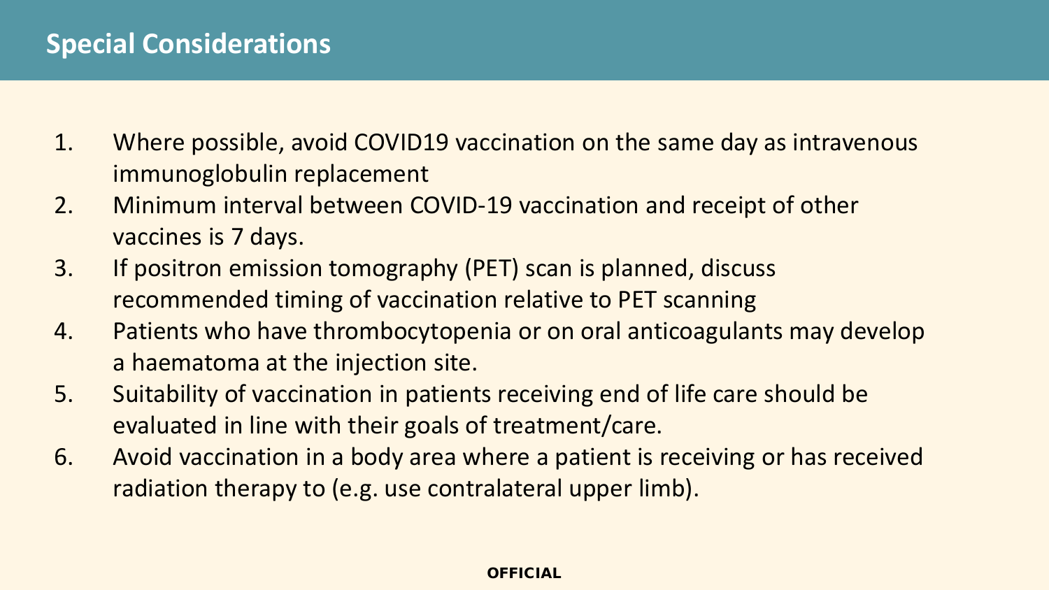## Special Considerations

1. Where possible, avoid COVID19 vaccination on the same day as intravenous immunoglobulin replacement
2. Minimum interval between COVID-19 vaccination and receipt of other vaccines is 7 days.
3. If positron emission tomography (PET) scan is planned, discuss recommended timing of vaccination relative to PET scanning
4. Patients who have thrombocytopenia or on oral anticoagulants may develop a haematoma at the injection site.
5. Suitability of vaccination in patients receiving end of life care should be evaluated in line with their goals of treatment/care.
6. Avoid vaccination in a body area where a patient is receiving or has received radiation therapy to (e.g. use contralateral upper limb).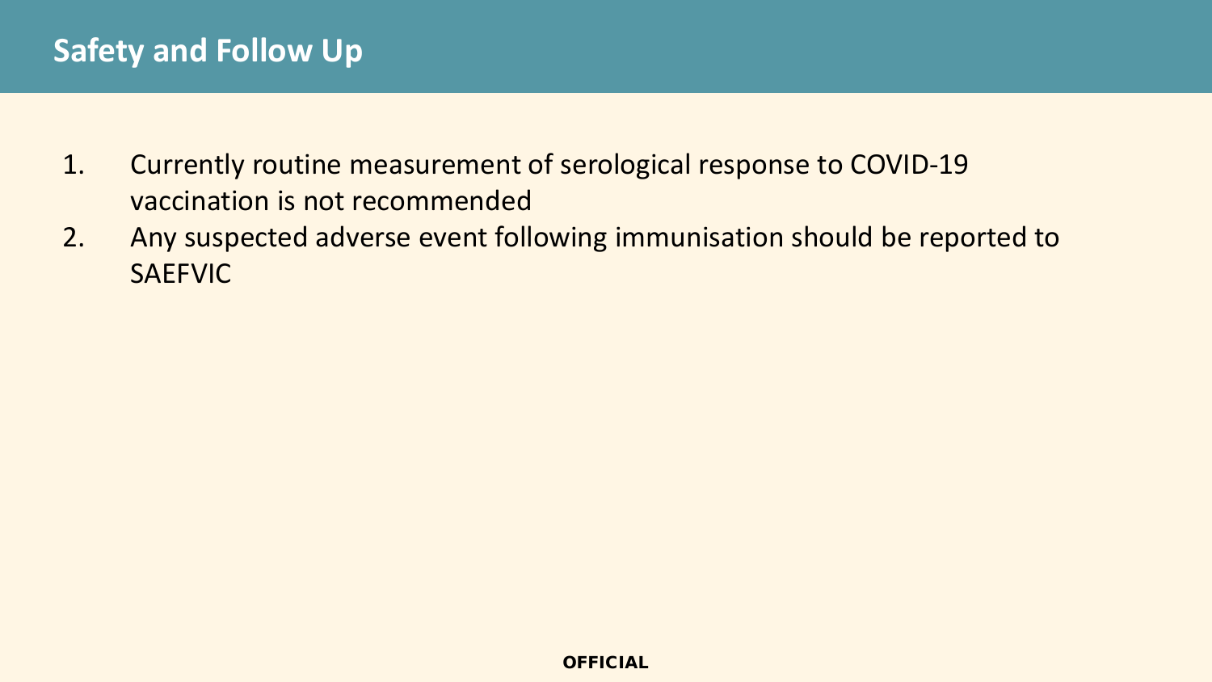## Safety and Follow Up

1. Currently routine measurement of serological response to COVID-19 vaccination is not recommended
2. Any suspected adverse event following immunisation should be reported to SAEFVIC

**OFFICIAL**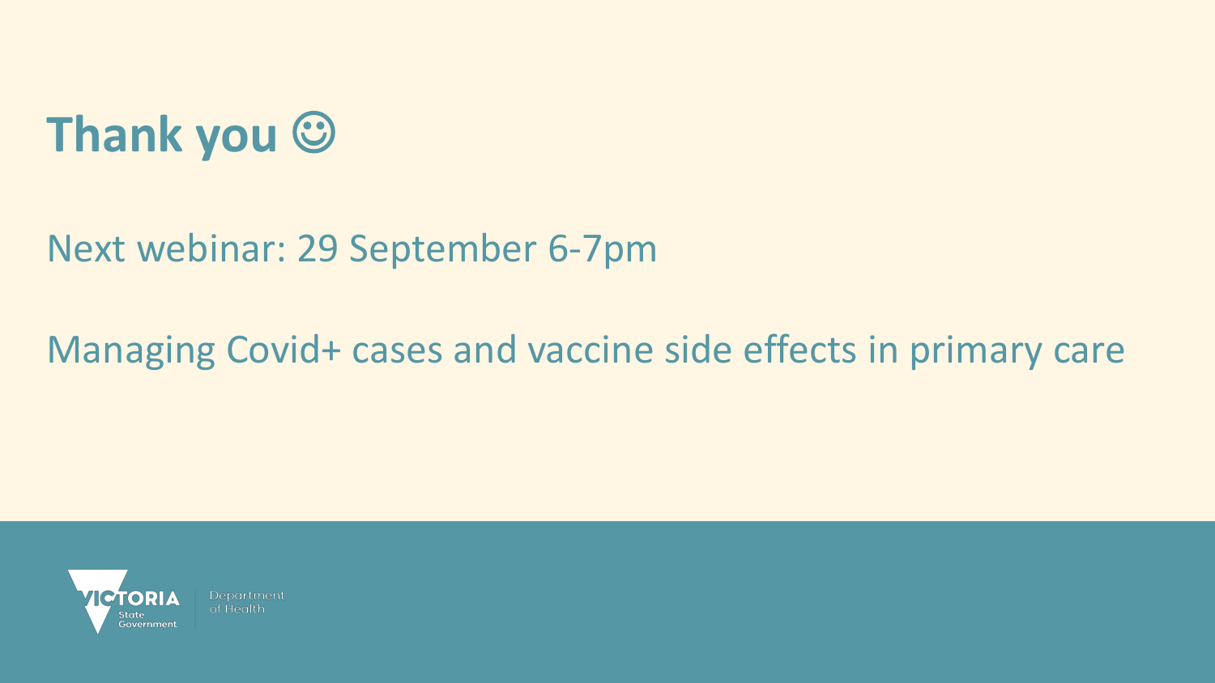# Thank you ☺

Next webinar: 29 September 6-7pm

Managing Covid+ cases and vaccine side effects in primary care